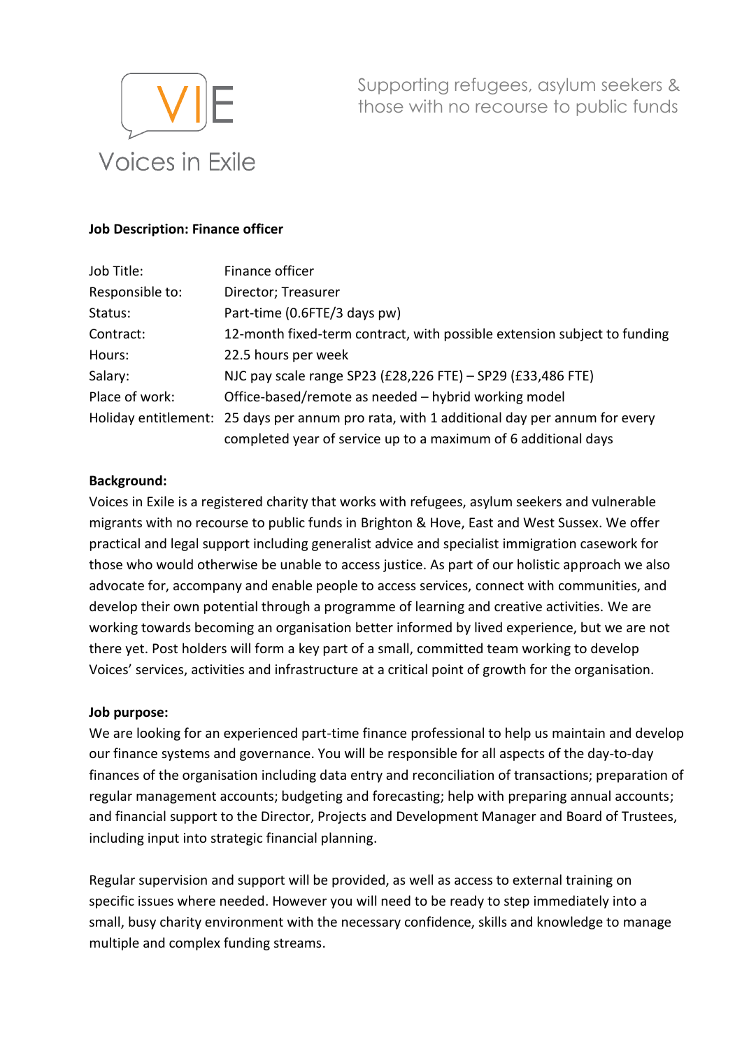Voices in Exile

Supporting refugees, asylum seekers & those with no recourse to public funds

**Job Description: Finance officer**

| | |
|---|---|
| Job Title: | Finance officer |
| Responsible to: | Director; Treasurer |
| Status: | Part-time (0.6FTE/3 days pw) |
| Contract: | 12-month fixed-term contract, with possible extension subject to funding |
| Hours: | 22.5 hours per week |
| Salary: | NJC pay scale range SP23 (£28,226 FTE) – SP29 (£33,486 FTE) |
| Place of work: | Office-based/remote as needed – hybrid working model |
| Holiday entitlement: | 25 days per annum pro rata, with 1 additional day per annum for every completed year of service up to a maximum of 6 additional days |

**Background:**

Voices in Exile is a registered charity that works with refugees, asylum seekers and vulnerable migrants with no recourse to public funds in Brighton & Hove, East and West Sussex. We offer practical and legal support including generalist advice and specialist immigration casework for those who would otherwise be unable to access justice. As part of our holistic approach we also advocate for, accompany and enable people to access services, connect with communities, and develop their own potential through a programme of learning and creative activities. We are working towards becoming an organisation better informed by lived experience, but we are not there yet. Post holders will form a key part of a small, committed team working to develop Voices' services, activities and infrastructure at a critical point of growth for the organisation.

**Job purpose:**

We are looking for an experienced part-time finance professional to help us maintain and develop our finance systems and governance. You will be responsible for all aspects of the day-to-day finances of the organisation including data entry and reconciliation of transactions; preparation of regular management accounts; budgeting and forecasting; help with preparing annual accounts; and financial support to the Director, Projects and Development Manager and Board of Trustees, including input into strategic financial planning.

Regular supervision and support will be provided, as well as access to external training on specific issues where needed. However you will need to be ready to step immediately into a small, busy charity environment with the necessary confidence, skills and knowledge to manage multiple and complex funding streams.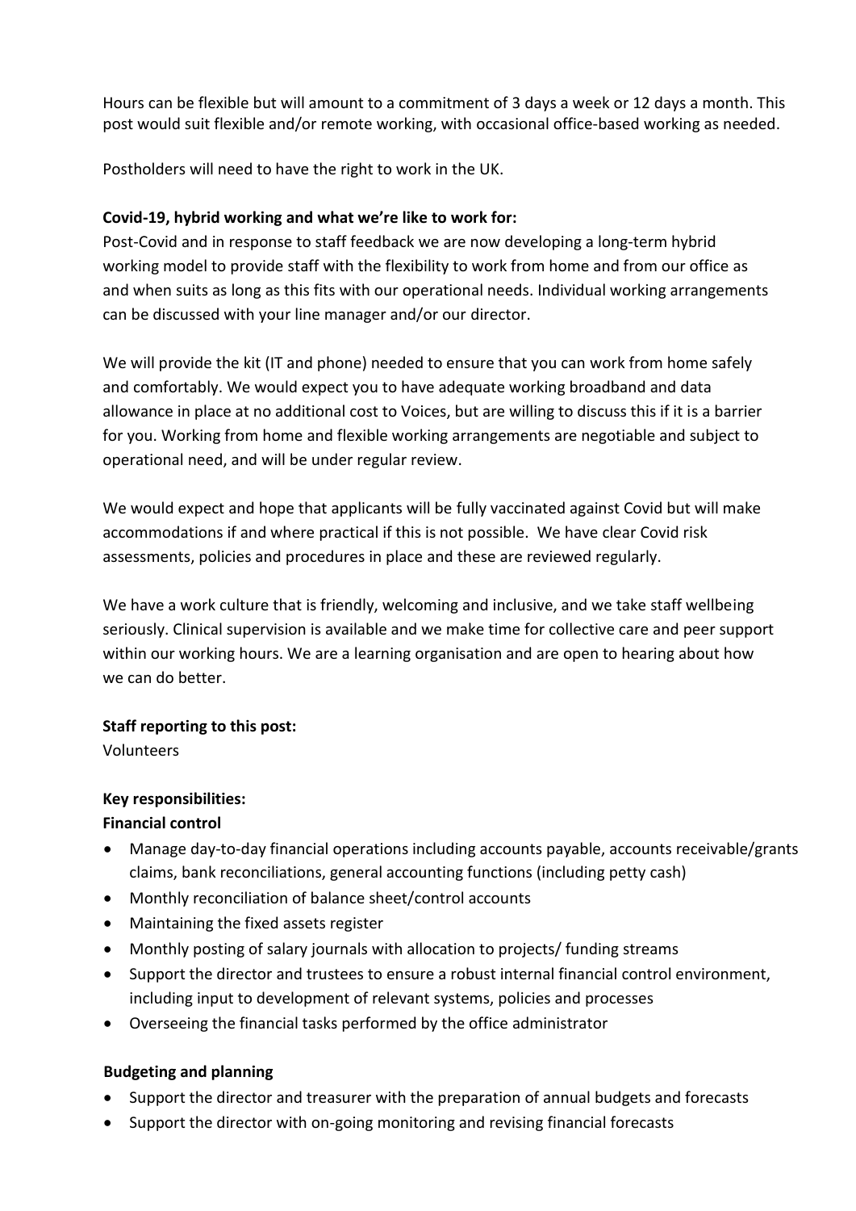Hours can be flexible but will amount to a commitment of 3 days a week or 12 days a month. This post would suit flexible and/or remote working, with occasional office-based working as needed.

Postholders will need to have the right to work in the UK.

**Covid-19, hybrid working and what we're like to work for:**

Post-Covid and in response to staff feedback we are now developing a long-term hybrid working model to provide staff with the flexibility to work from home and from our office as and when suits as long as this fits with our operational needs. Individual working arrangements can be discussed with your line manager and/or our director.

We will provide the kit (IT and phone) needed to ensure that you can work from home safely and comfortably. We would expect you to have adequate working broadband and data allowance in place at no additional cost to Voices, but are willing to discuss this if it is a barrier for you. Working from home and flexible working arrangements are negotiable and subject to operational need, and will be under regular review.

We would expect and hope that applicants will be fully vaccinated against Covid but will make accommodations if and where practical if this is not possible. We have clear Covid risk assessments, policies and procedures in place and these are reviewed regularly.

We have a work culture that is friendly, welcoming and inclusive, and we take staff wellbeing seriously. Clinical supervision is available and we make time for collective care and peer support within our working hours. We are a learning organisation and are open to hearing about how we can do better.

**Staff reporting to this post:**

Volunteers

**Key responsibilities:**

**Financial control**

- Manage day-to-day financial operations including accounts payable, accounts receivable/grants claims, bank reconciliations, general accounting functions (including petty cash)
- Monthly reconciliation of balance sheet/control accounts
- Maintaining the fixed assets register
- Monthly posting of salary journals with allocation to projects/ funding streams
- Support the director and trustees to ensure a robust internal financial control environment, including input to development of relevant systems, policies and processes
- Overseeing the financial tasks performed by the office administrator

**Budgeting and planning**

- Support the director and treasurer with the preparation of annual budgets and forecasts
- Support the director with on-going monitoring and revising financial forecasts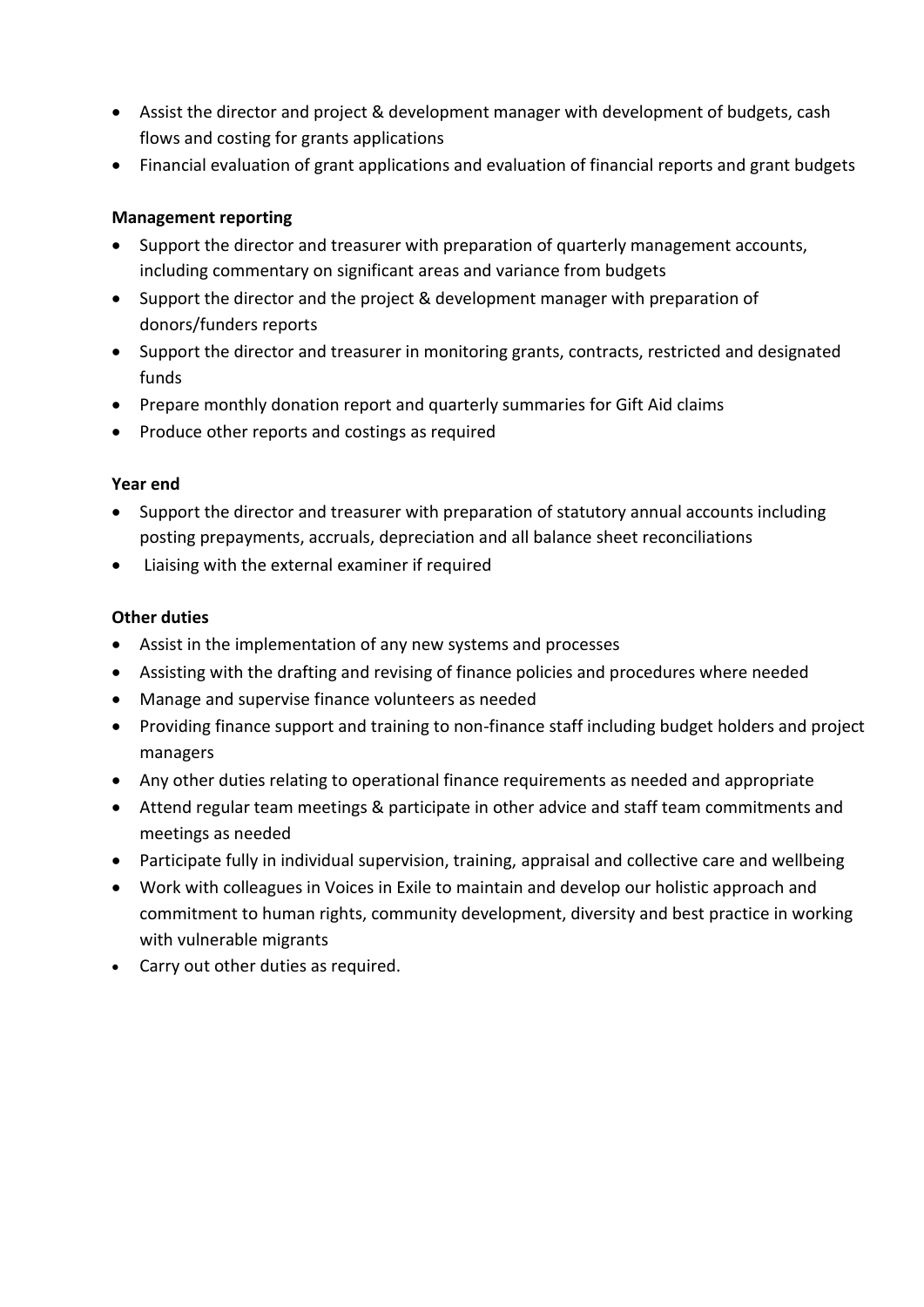- Assist the director and project & development manager with development of budgets, cash flows and costing for grants applications
- Financial evaluation of grant applications and evaluation of financial reports and grant budgets

**Management reporting**

- Support the director and treasurer with preparation of quarterly management accounts, including commentary on significant areas and variance from budgets
- Support the director and the project & development manager with preparation of donors/funders reports
- Support the director and treasurer in monitoring grants, contracts, restricted and designated funds
- Prepare monthly donation report and quarterly summaries for Gift Aid claims
- Produce other reports and costings as required

**Year end**

- Support the director and treasurer with preparation of statutory annual accounts including posting prepayments, accruals, depreciation and all balance sheet reconciliations
- Liaising with the external examiner if required

**Other duties**

- Assist in the implementation of any new systems and processes
- Assisting with the drafting and revising of finance policies and procedures where needed
- Manage and supervise finance volunteers as needed
- Providing finance support and training to non-finance staff including budget holders and project managers
- Any other duties relating to operational finance requirements as needed and appropriate
- Attend regular team meetings & participate in other advice and staff team commitments and meetings as needed
- Participate fully in individual supervision, training, appraisal and collective care and wellbeing
- Work with colleagues in Voices in Exile to maintain and develop our holistic approach and commitment to human rights, community development, diversity and best practice in working with vulnerable migrants
- Carry out other duties as required.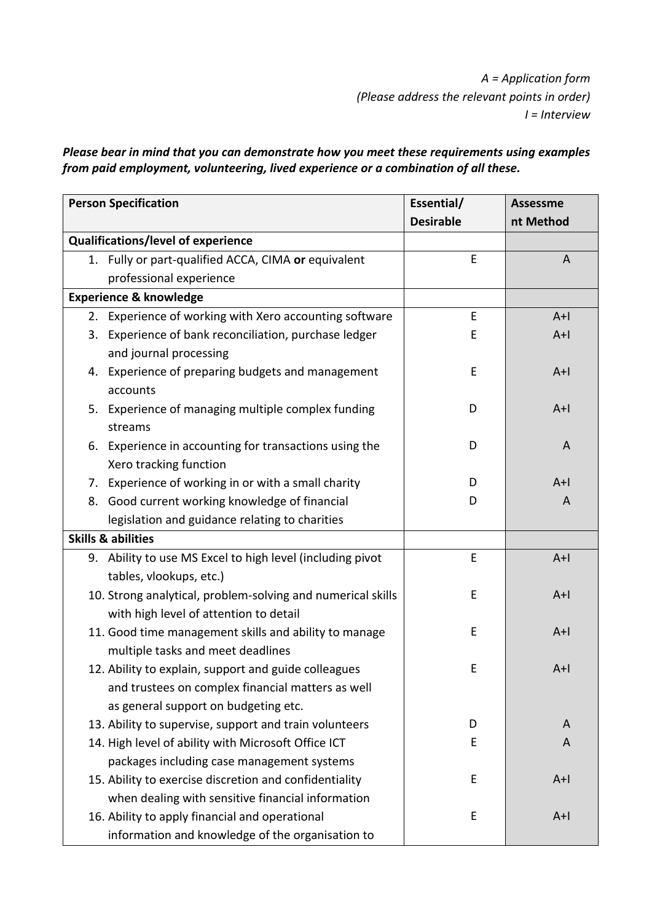*A = Application form*
*(Please address the relevant points in order)*
*I = Interview*

***Please bear in mind that you can demonstrate how you meet these requirements using examples from paid employment, volunteering, lived experience or a combination of all these.***

| Person Specification | Essential/ Desirable | Assessment Method |
|---|---|---|
| **Qualifications/level of experience** | | |
| 1. Fully or part-qualified ACCA, CIMA **or** equivalent professional experience | E | A |
| **Experience & knowledge** | | |
| 2. Experience of working with Xero accounting software | E | A+I |
| 3. Experience of bank reconciliation, purchase ledger and journal processing | E | A+I |
| 4. Experience of preparing budgets and management accounts | E | A+I |
| 5. Experience of managing multiple complex funding streams | D | A+I |
| 6. Experience in accounting for transactions using the Xero tracking function | D | A |
| 7. Experience of working in or with a small charity | D | A+I |
| 8. Good current working knowledge of financial legislation and guidance relating to charities | D | A |
| **Skills & abilities** | | |
| 9. Ability to use MS Excel to high level (including pivot tables, vlookups, etc.) | E | A+I |
| 10. Strong analytical, problem-solving and numerical skills with high level of attention to detail | E | A+I |
| 11. Good time management skills and ability to manage multiple tasks and meet deadlines | E | A+I |
| 12. Ability to explain, support and guide colleagues and trustees on complex financial matters as well as general support on budgeting etc. | E | A+I |
| 13. Ability to supervise, support and train volunteers | D | A |
| 14. High level of ability with Microsoft Office ICT packages including case management systems | E | A |
| 15. Ability to exercise discretion and confidentiality when dealing with sensitive financial information | E | A+I |
| 16. Ability to apply financial and operational information and knowledge of the organisation to | E | A+I |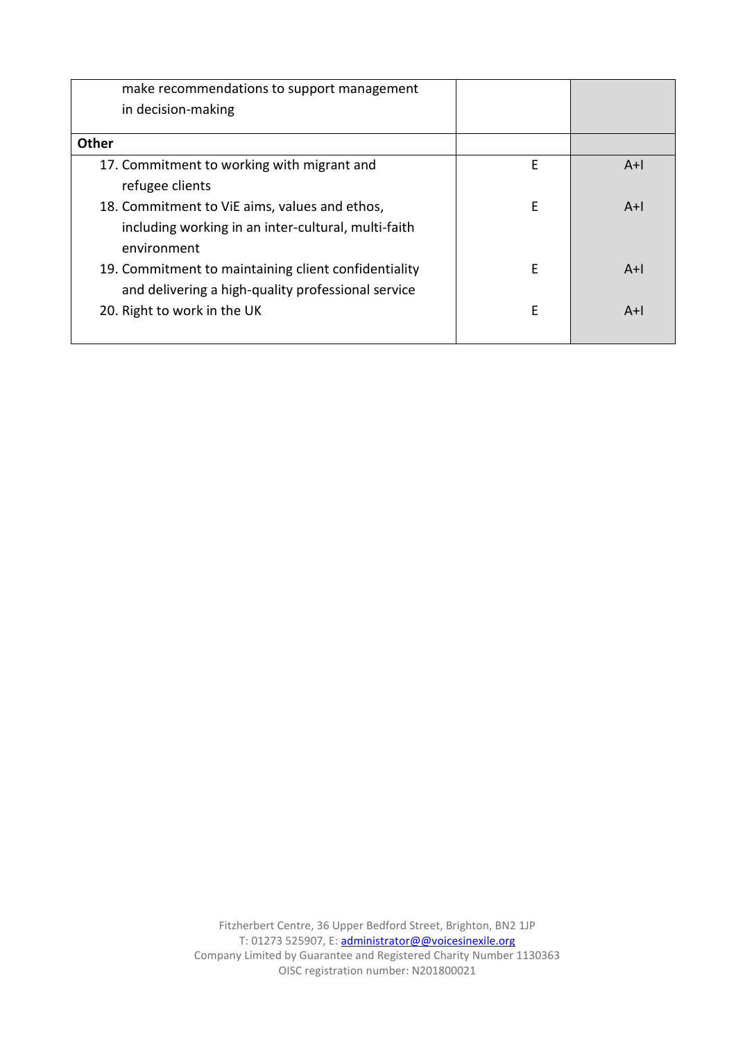| | | |
|---|---|---|
| make recommendations to support management in decision-making | | |
| **Other** | | |
| 17. Commitment to working with migrant and refugee clients | E | A+I |
| 18. Commitment to ViE aims, values and ethos, including working in an inter-cultural, multi-faith environment | E | A+I |
| 19. Commitment to maintaining client confidentiality and delivering a high-quality professional service | E | A+I |
| 20. Right to work in the UK | E | A+I |

Fitzherbert Centre, 36 Upper Bedford Street, Brighton, BN2 1JP
T: 01273 525907, E: administrator@@voicesinexile.org
Company Limited by Guarantee and Registered Charity Number 1130363
OISC registration number: N201800021